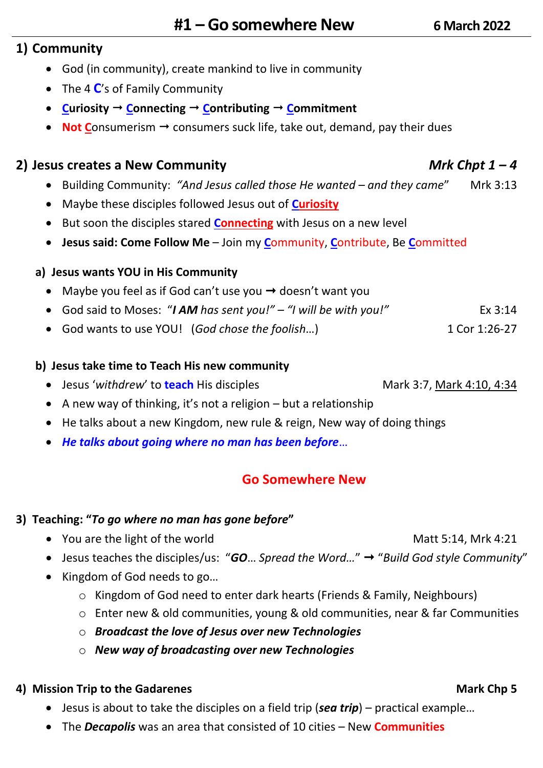# #1 – Go somewhere New

**6 March 2022**

## 1) Community

- God (in community), create mankind to live in community
- The 4 **C**'s of Family Community
- **Curiosity → Connecting → Contributing → Commitment**
- **Not C**onsumerism → consumers suck life, take out, demand, pay their dues

## 2) Jesus creates a New Community — *Mrk Chpt 1 – 4*

- Building Community: *"And Jesus called those He wanted – and they came"* Mrk 3:13
- Maybe these disciples followed Jesus out of **Curiosity**
- But soon the disciples stared **Connecting** with Jesus on a new level
- **Jesus said: Come Follow Me** – Join my **C**ommunity, **C**ontribute, Be **C**ommitted

### a) Jesus wants YOU in His Community

- Maybe you feel as if God can't use you → doesn't want you
- God said to Moses: *"**I AM** has sent you!" – "I will be with you!"* Ex 3:14
- God wants to use YOU! (*God chose the foolish*…) 1 Cor 1:26-27

### b) Jesus take time to Teach His new community

- Jesus '*withdrew*' to **teach** His disciples Mark 3:7, Mark 4:10, 4:34
- A new way of thinking, it's not a religion – but a relationship
- He talks about a new Kingdom, new rule & reign, New way of doing things
- ***He talks about going where no man has been before***…

## Go Somewhere New

## 3) Teaching: "*To go where no man has gone before*"

- You are the light of the world Matt 5:14, Mrk 4:21
- Jesus teaches the disciples/us: "***GO***… *Spread the Word…*" → "*Build God style Community*"
- Kingdom of God needs to go…
  - Kingdom of God need to enter dark hearts (Friends & Family, Neighbours)
  - Enter new & old communities, young & old communities, near & far Communities
  - ***Broadcast the love of Jesus over new Technologies***
  - ***New way of broadcasting over new Technologies***

## 4) Mission Trip to the Gadarenes — Mark Chp 5

- Jesus is about to take the disciples on a field trip (***sea trip***) – practical example…
- The ***Decapolis*** was an area that consisted of 10 cities – New **Communities**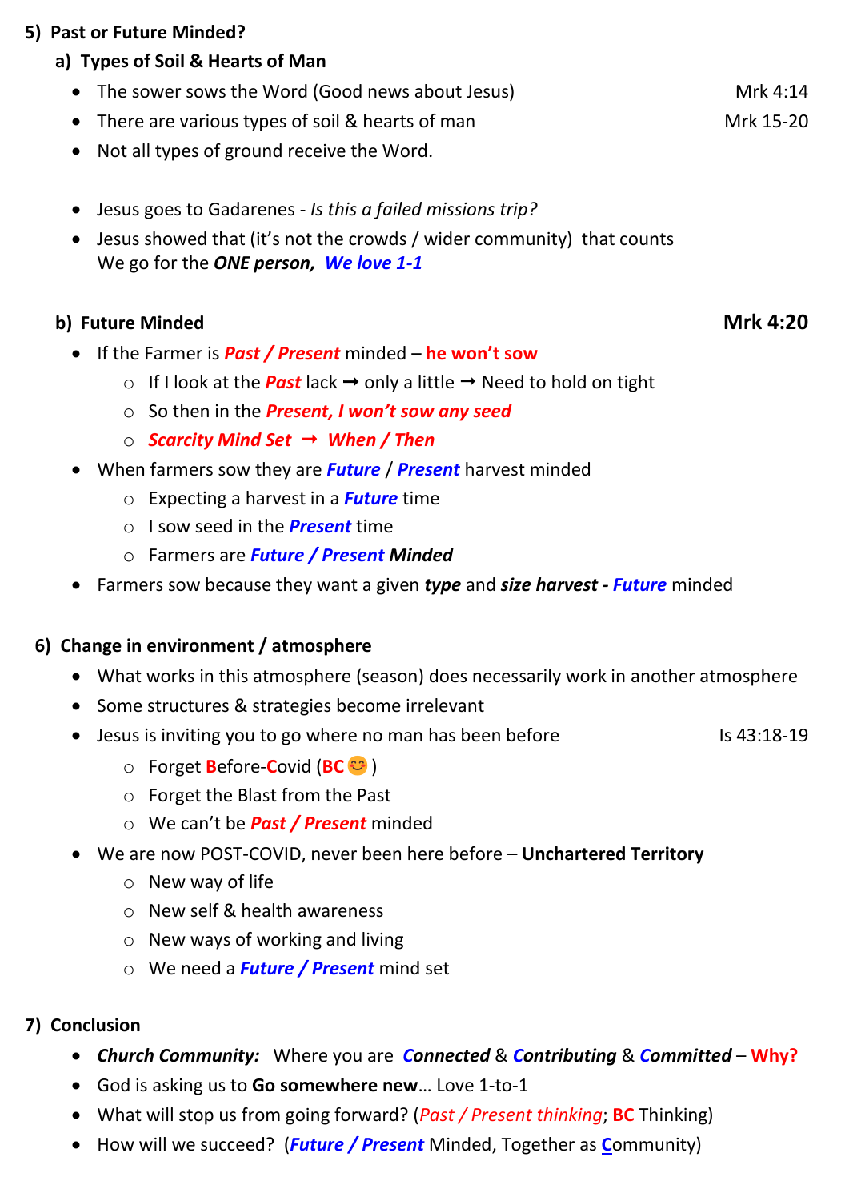## 5) Past or Future Minded?

### a) Types of Soil & Hearts of Man

- The sower sows the Word (Good news about Jesus) — Mrk 4:14
- There are various types of soil & hearts of man — Mrk 15-20
- Not all types of ground receive the Word.

- Jesus goes to Gadarenes - *Is this a failed missions trip?*
- Jesus showed that (it's not the crowds / wider community) that counts
  We go for the ***ONE person***, ***We love 1-1***

### b) Future Minded — **Mrk 4:20**

- If the Farmer is ***Past / Present*** minded – **he won't sow**
  - If I look at the ***Past*** lack ➞ only a little ➞ Need to hold on tight
  - So then in the ***Present, I won't sow any seed***
  - ***Scarcity Mind Set ➞ When / Then***
- When farmers sow they are ***Future*** / ***Present*** harvest minded
  - Expecting a harvest in a ***Future*** time
  - I sow seed in the ***Present*** time
  - Farmers are ***Future / Present Minded***
- Farmers sow because they want a given ***type*** and ***size harvest - Future*** minded

## 6) Change in environment / atmosphere

- What works in this atmosphere (season) does necessarily work in another atmosphere
- Some structures & strategies become irrelevant
- Jesus is inviting you to go where no man has been before — Is 43:18-19
  - Forget **B**efore-**C**ovid (**BC** 😊 )
  - Forget the Blast from the Past
  - We can't be ***Past / Present*** minded
- We are now POST-COVID, never been here before – **Unchartered Territory**
  - New way of life
  - New self & health awareness
  - New ways of working and living
  - We need a ***Future / Present*** mind set

## 7) Conclusion

- ***Church Community:*** Where you are ***Connected*** & ***Contributing*** & ***Committed*** – **Why?**
- God is asking us to **Go somewhere new**… Love 1-to-1
- What will stop us from going forward? (*Past / Present thinking*; **BC** Thinking)
- How will we succeed? (***Future / Present*** Minded, Together as **C**ommunity)